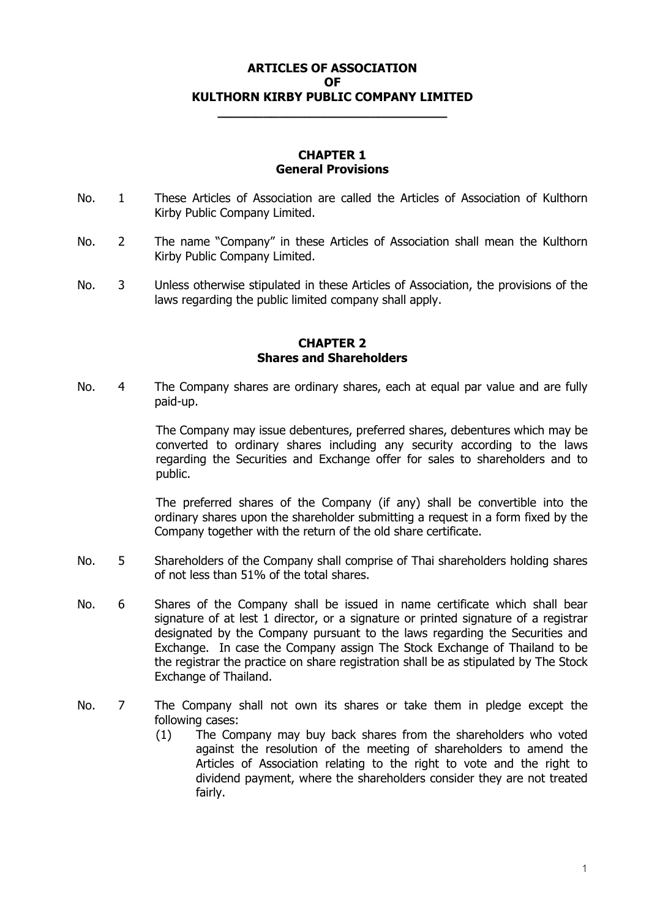# ARTICLES OF ASSOCIATION OF KULTHORN KIRBY PUBLIC COMPANY LIMITED

## CHAPTER 1
## General Provisions

No. 1 These Articles of Association are called the Articles of Association of Kulthorn Kirby Public Company Limited.

No. 2 The name "Company" in these Articles of Association shall mean the Kulthorn Kirby Public Company Limited.

No. 3 Unless otherwise stipulated in these Articles of Association, the provisions of the laws regarding the public limited company shall apply.

## CHAPTER 2
## Shares and Shareholders

No. 4 The Company shares are ordinary shares, each at equal par value and are fully paid-up.

The Company may issue debentures, preferred shares, debentures which may be converted to ordinary shares including any security according to the laws regarding the Securities and Exchange offer for sales to shareholders and to public.

The preferred shares of the Company (if any) shall be convertible into the ordinary shares upon the shareholder submitting a request in a form fixed by the Company together with the return of the old share certificate.

No. 5 Shareholders of the Company shall comprise of Thai shareholders holding shares of not less than 51% of the total shares.

No. 6 Shares of the Company shall be issued in name certificate which shall bear signature of at lest 1 director, or a signature or printed signature of a registrar designated by the Company pursuant to the laws regarding the Securities and Exchange. In case the Company assign The Stock Exchange of Thailand to be the registrar the practice on share registration shall be as stipulated by The Stock Exchange of Thailand.

No. 7 The Company shall not own its shares or take them in pledge except the following cases:

(1) The Company may buy back shares from the shareholders who voted against the resolution of the meeting of shareholders to amend the Articles of Association relating to the right to vote and the right to dividend payment, where the shareholders consider they are not treated fairly.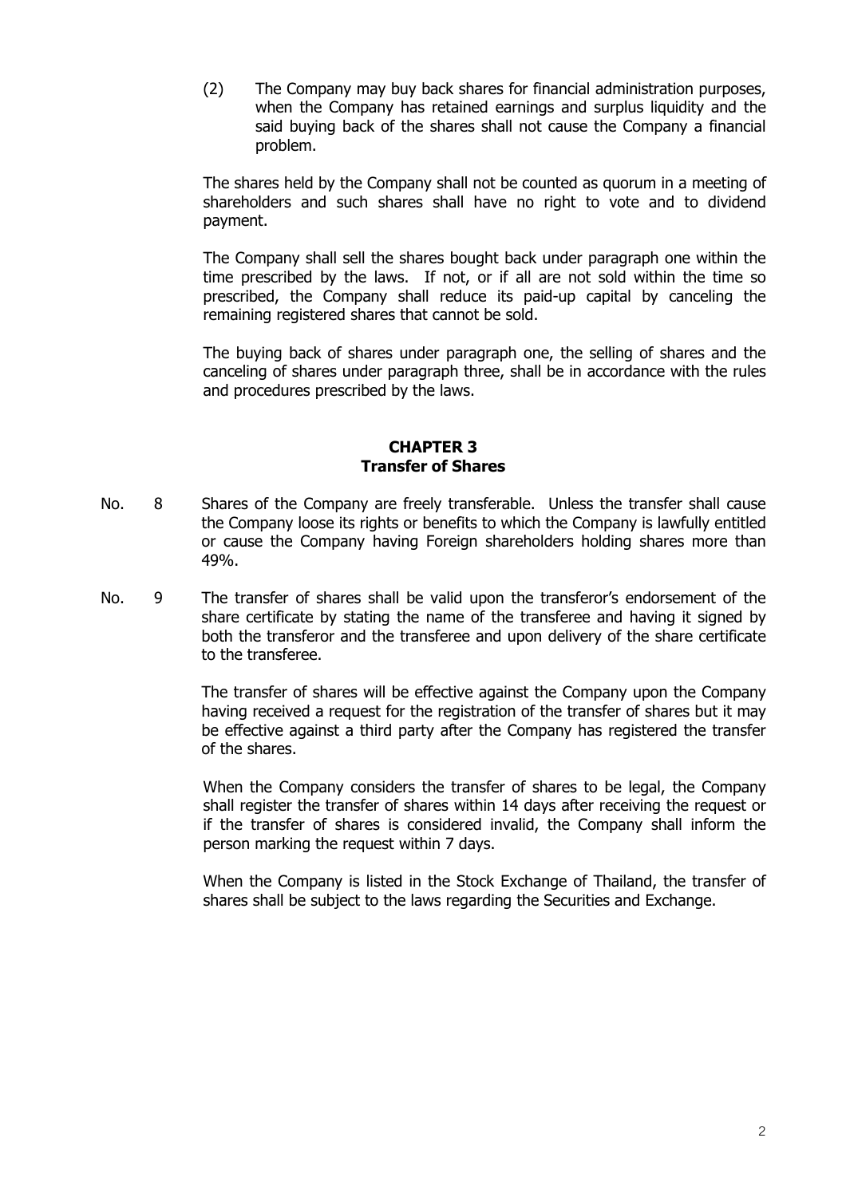(2) The Company may buy back shares for financial administration purposes, when the Company has retained earnings and surplus liquidity and the said buying back of the shares shall not cause the Company a financial problem.

The shares held by the Company shall not be counted as quorum in a meeting of shareholders and such shares shall have no right to vote and to dividend payment.

The Company shall sell the shares bought back under paragraph one within the time prescribed by the laws. If not, or if all are not sold within the time so prescribed, the Company shall reduce its paid-up capital by canceling the remaining registered shares that cannot be sold.

The buying back of shares under paragraph one, the selling of shares and the canceling of shares under paragraph three, shall be in accordance with the rules and procedures prescribed by the laws.

## CHAPTER 3
## Transfer of Shares

No. 8 Shares of the Company are freely transferable. Unless the transfer shall cause the Company loose its rights or benefits to which the Company is lawfully entitled or cause the Company having Foreign shareholders holding shares more than 49%.

No. 9 The transfer of shares shall be valid upon the transferor's endorsement of the share certificate by stating the name of the transferee and having it signed by both the transferor and the transferee and upon delivery of the share certificate to the transferee.

The transfer of shares will be effective against the Company upon the Company having received a request for the registration of the transfer of shares but it may be effective against a third party after the Company has registered the transfer of the shares.

When the Company considers the transfer of shares to be legal, the Company shall register the transfer of shares within 14 days after receiving the request or if the transfer of shares is considered invalid, the Company shall inform the person marking the request within 7 days.

When the Company is listed in the Stock Exchange of Thailand, the transfer of shares shall be subject to the laws regarding the Securities and Exchange.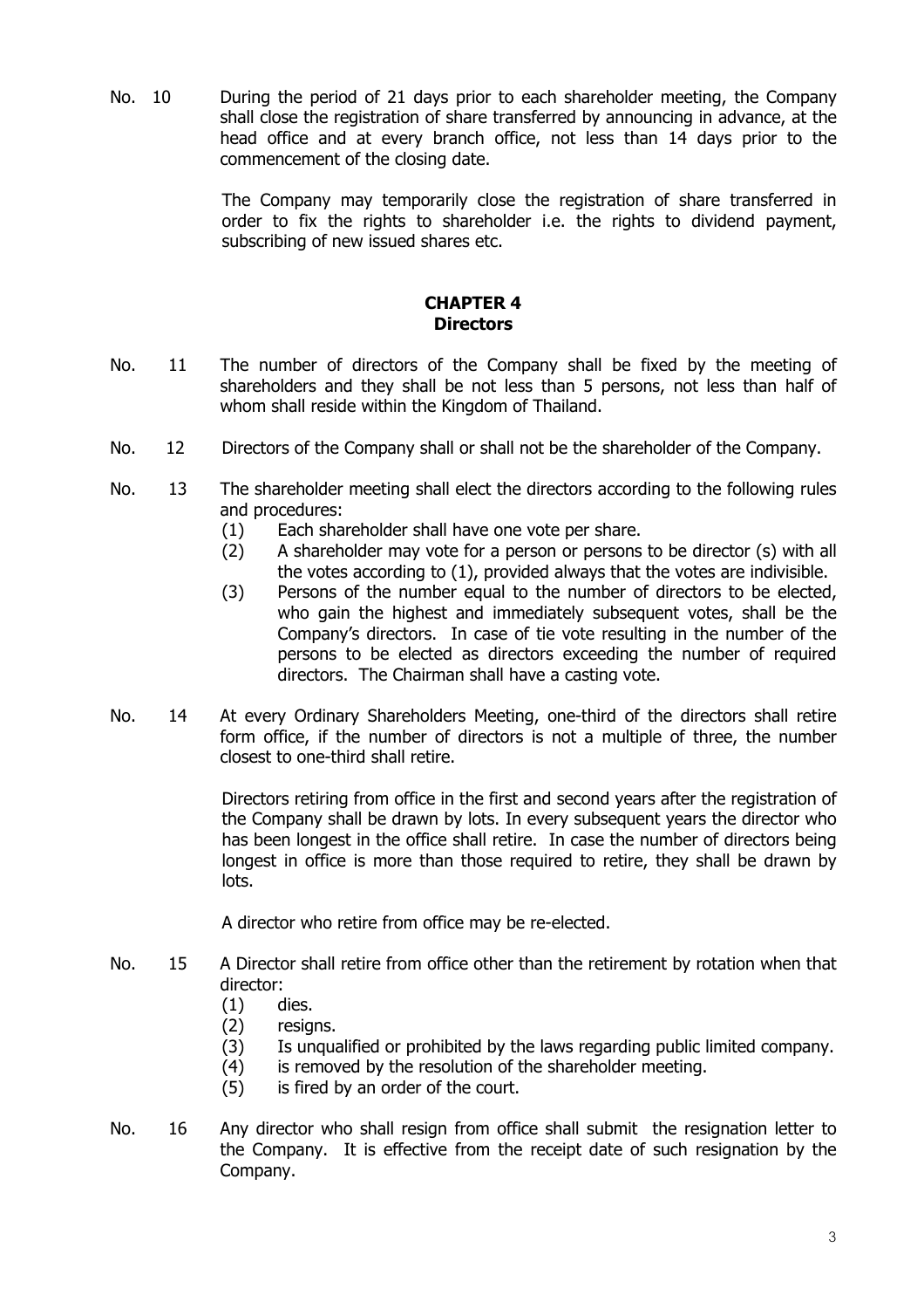No. 10 During the period of 21 days prior to each shareholder meeting, the Company shall close the registration of share transferred by announcing in advance, at the head office and at every branch office, not less than 14 days prior to the commencement of the closing date.

The Company may temporarily close the registration of share transferred in order to fix the rights to shareholder i.e. the rights to dividend payment, subscribing of new issued shares etc.

## CHAPTER 4
## Directors

No. 11 The number of directors of the Company shall be fixed by the meeting of shareholders and they shall be not less than 5 persons, not less than half of whom shall reside within the Kingdom of Thailand.

No. 12 Directors of the Company shall or shall not be the shareholder of the Company.

No. 13 The shareholder meeting shall elect the directors according to the following rules and procedures:

(1) Each shareholder shall have one vote per share.

(2) A shareholder may vote for a person or persons to be director (s) with all the votes according to (1), provided always that the votes are indivisible.

(3) Persons of the number equal to the number of directors to be elected, who gain the highest and immediately subsequent votes, shall be the Company's directors. In case of tie vote resulting in the number of the persons to be elected as directors exceeding the number of required directors. The Chairman shall have a casting vote.

No. 14 At every Ordinary Shareholders Meeting, one-third of the directors shall retire form office, if the number of directors is not a multiple of three, the number closest to one-third shall retire.

Directors retiring from office in the first and second years after the registration of the Company shall be drawn by lots. In every subsequent years the director who has been longest in the office shall retire. In case the number of directors being longest in office is more than those required to retire, they shall be drawn by lots.

A director who retire from office may be re-elected.

No. 15 A Director shall retire from office other than the retirement by rotation when that director:

(1) dies.

(2) resigns.

(3) Is unqualified or prohibited by the laws regarding public limited company.

(4) is removed by the resolution of the shareholder meeting.

(5) is fired by an order of the court.

No. 16 Any director who shall resign from office shall submit the resignation letter to the Company. It is effective from the receipt date of such resignation by the Company.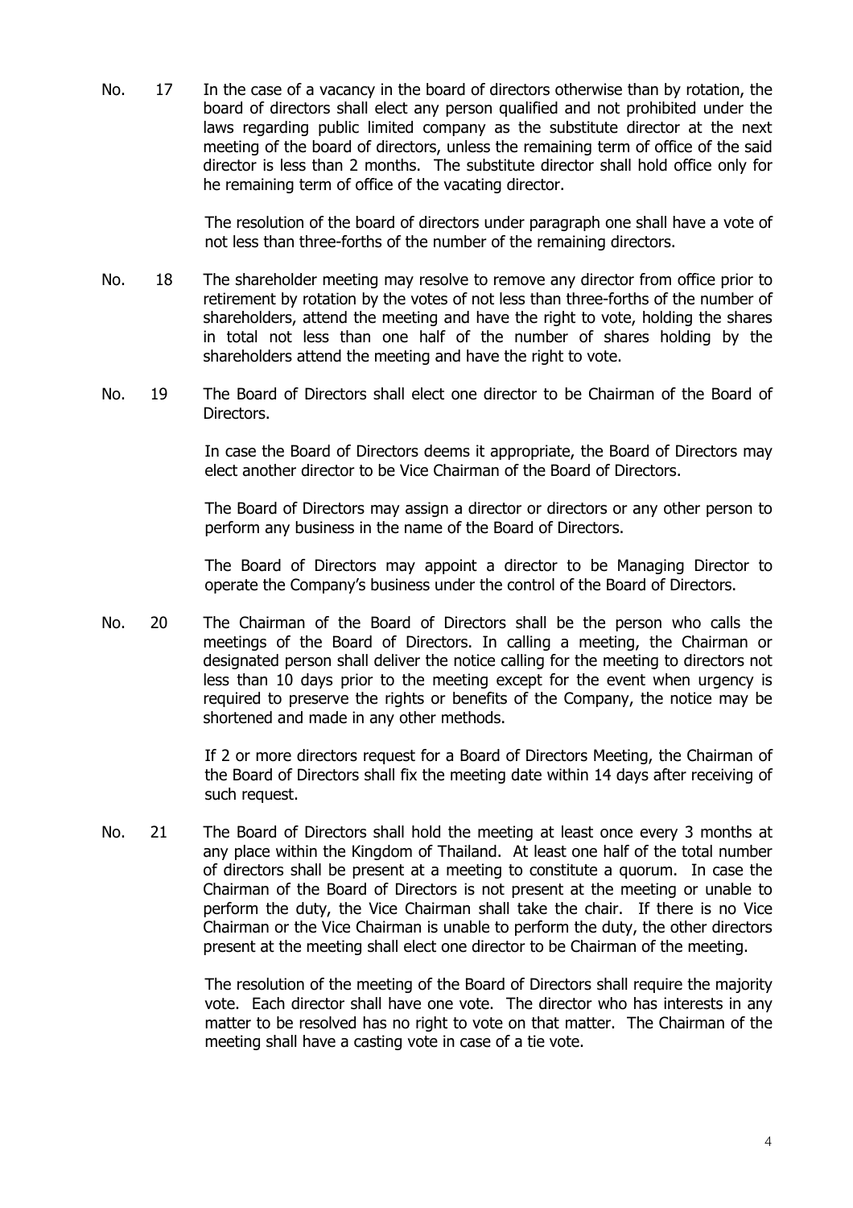No. 17 In the case of a vacancy in the board of directors otherwise than by rotation, the board of directors shall elect any person qualified and not prohibited under the laws regarding public limited company as the substitute director at the next meeting of the board of directors, unless the remaining term of office of the said director is less than 2 months. The substitute director shall hold office only for he remaining term of office of the vacating director.

The resolution of the board of directors under paragraph one shall have a vote of not less than three-forths of the number of the remaining directors.

No. 18 The shareholder meeting may resolve to remove any director from office prior to retirement by rotation by the votes of not less than three-forths of the number of shareholders, attend the meeting and have the right to vote, holding the shares in total not less than one half of the number of shares holding by the shareholders attend the meeting and have the right to vote.

No. 19 The Board of Directors shall elect one director to be Chairman of the Board of Directors.

In case the Board of Directors deems it appropriate, the Board of Directors may elect another director to be Vice Chairman of the Board of Directors.

The Board of Directors may assign a director or directors or any other person to perform any business in the name of the Board of Directors.

The Board of Directors may appoint a director to be Managing Director to operate the Company's business under the control of the Board of Directors.

No. 20 The Chairman of the Board of Directors shall be the person who calls the meetings of the Board of Directors. In calling a meeting, the Chairman or designated person shall deliver the notice calling for the meeting to directors not less than 10 days prior to the meeting except for the event when urgency is required to preserve the rights or benefits of the Company, the notice may be shortened and made in any other methods.

If 2 or more directors request for a Board of Directors Meeting, the Chairman of the Board of Directors shall fix the meeting date within 14 days after receiving of such request.

No. 21 The Board of Directors shall hold the meeting at least once every 3 months at any place within the Kingdom of Thailand. At least one half of the total number of directors shall be present at a meeting to constitute a quorum. In case the Chairman of the Board of Directors is not present at the meeting or unable to perform the duty, the Vice Chairman shall take the chair. If there is no Vice Chairman or the Vice Chairman is unable to perform the duty, the other directors present at the meeting shall elect one director to be Chairman of the meeting.

The resolution of the meeting of the Board of Directors shall require the majority vote. Each director shall have one vote. The director who has interests in any matter to be resolved has no right to vote on that matter. The Chairman of the meeting shall have a casting vote in case of a tie vote.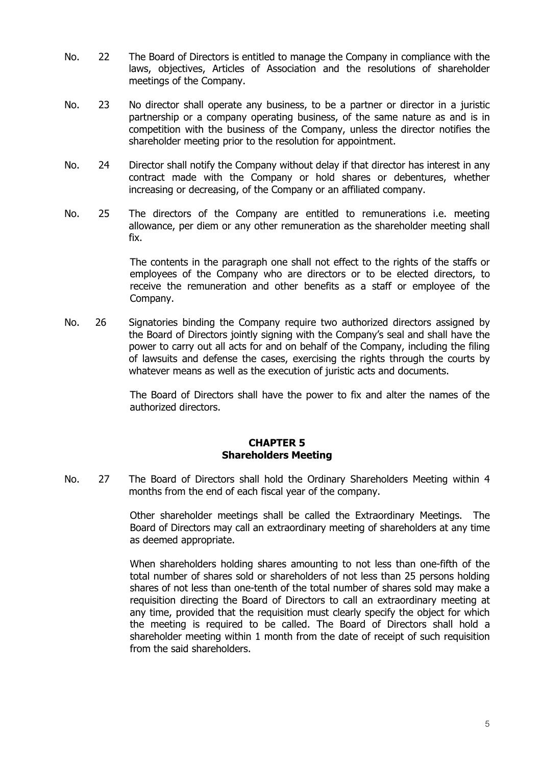No. 22 The Board of Directors is entitled to manage the Company in compliance with the laws, objectives, Articles of Association and the resolutions of shareholder meetings of the Company.

No. 23 No director shall operate any business, to be a partner or director in a juristic partnership or a company operating business, of the same nature as and is in competition with the business of the Company, unless the director notifies the shareholder meeting prior to the resolution for appointment.

No. 24 Director shall notify the Company without delay if that director has interest in any contract made with the Company or hold shares or debentures, whether increasing or decreasing, of the Company or an affiliated company.

No. 25 The directors of the Company are entitled to remunerations i.e. meeting allowance, per diem or any other remuneration as the shareholder meeting shall fix.

The contents in the paragraph one shall not effect to the rights of the staffs or employees of the Company who are directors or to be elected directors, to receive the remuneration and other benefits as a staff or employee of the Company.

No. 26 Signatories binding the Company require two authorized directors assigned by the Board of Directors jointly signing with the Company's seal and shall have the power to carry out all acts for and on behalf of the Company, including the filing of lawsuits and defense the cases, exercising the rights through the courts by whatever means as well as the execution of juristic acts and documents.

The Board of Directors shall have the power to fix and alter the names of the authorized directors.

## CHAPTER 5
## Shareholders Meeting

No. 27 The Board of Directors shall hold the Ordinary Shareholders Meeting within 4 months from the end of each fiscal year of the company.

Other shareholder meetings shall be called the Extraordinary Meetings. The Board of Directors may call an extraordinary meeting of shareholders at any time as deemed appropriate.

When shareholders holding shares amounting to not less than one-fifth of the total number of shares sold or shareholders of not less than 25 persons holding shares of not less than one-tenth of the total number of shares sold may make a requisition directing the Board of Directors to call an extraordinary meeting at any time, provided that the requisition must clearly specify the object for which the meeting is required to be called. The Board of Directors shall hold a shareholder meeting within 1 month from the date of receipt of such requisition from the said shareholders.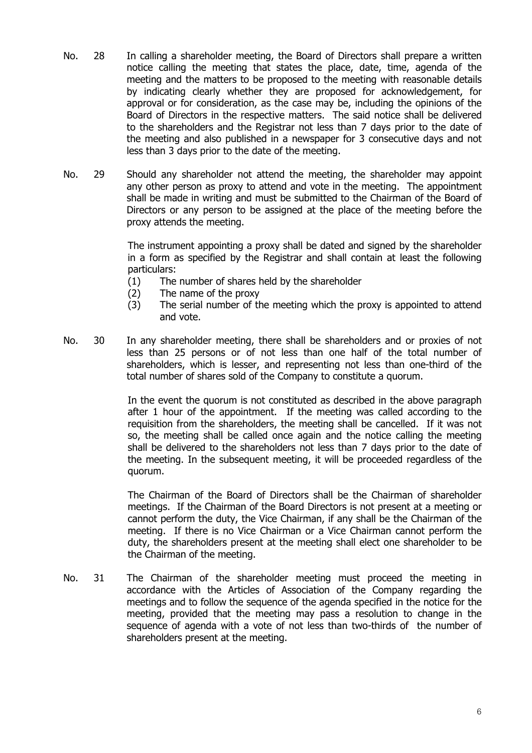No. 28 In calling a shareholder meeting, the Board of Directors shall prepare a written notice calling the meeting that states the place, date, time, agenda of the meeting and the matters to be proposed to the meeting with reasonable details by indicating clearly whether they are proposed for acknowledgement, for approval or for consideration, as the case may be, including the opinions of the Board of Directors in the respective matters. The said notice shall be delivered to the shareholders and the Registrar not less than 7 days prior to the date of the meeting and also published in a newspaper for 3 consecutive days and not less than 3 days prior to the date of the meeting.

No. 29 Should any shareholder not attend the meeting, the shareholder may appoint any other person as proxy to attend and vote in the meeting. The appointment shall be made in writing and must be submitted to the Chairman of the Board of Directors or any person to be assigned at the place of the meeting before the proxy attends the meeting.

The instrument appointing a proxy shall be dated and signed by the shareholder in a form as specified by the Registrar and shall contain at least the following particulars:

(1) The number of shares held by the shareholder
(2) The name of the proxy
(3) The serial number of the meeting which the proxy is appointed to attend and vote.

No. 30 In any shareholder meeting, there shall be shareholders and or proxies of not less than 25 persons or of not less than one half of the total number of shareholders, which is lesser, and representing not less than one-third of the total number of shares sold of the Company to constitute a quorum.

In the event the quorum is not constituted as described in the above paragraph after 1 hour of the appointment. If the meeting was called according to the requisition from the shareholders, the meeting shall be cancelled. If it was not so, the meeting shall be called once again and the notice calling the meeting shall be delivered to the shareholders not less than 7 days prior to the date of the meeting. In the subsequent meeting, it will be proceeded regardless of the quorum.

The Chairman of the Board of Directors shall be the Chairman of shareholder meetings. If the Chairman of the Board Directors is not present at a meeting or cannot perform the duty, the Vice Chairman, if any shall be the Chairman of the meeting. If there is no Vice Chairman or a Vice Chairman cannot perform the duty, the shareholders present at the meeting shall elect one shareholder to be the Chairman of the meeting.

No. 31 The Chairman of the shareholder meeting must proceed the meeting in accordance with the Articles of Association of the Company regarding the meetings and to follow the sequence of the agenda specified in the notice for the meeting, provided that the meeting may pass a resolution to change in the sequence of agenda with a vote of not less than two-thirds of the number of shareholders present at the meeting.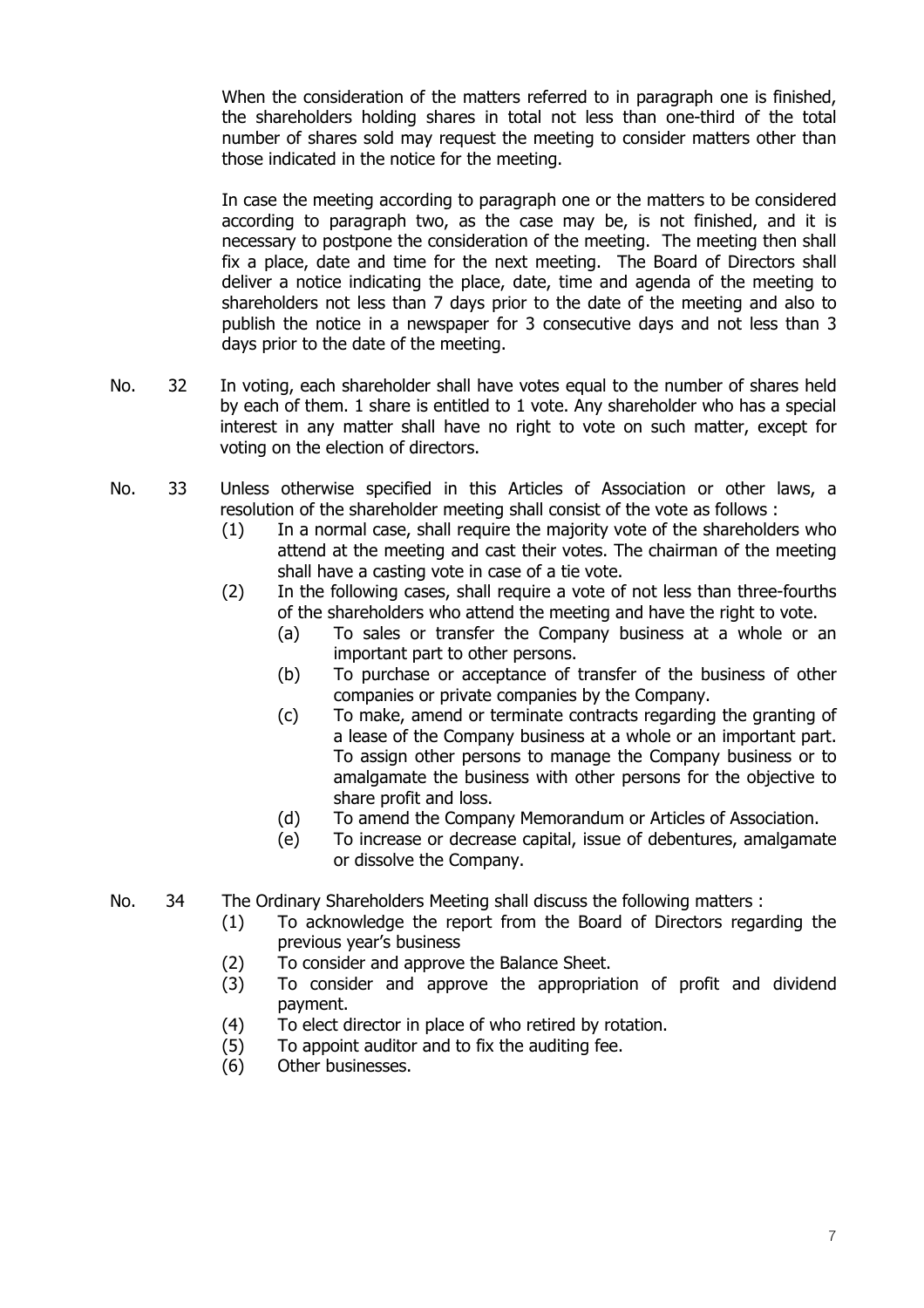When the consideration of the matters referred to in paragraph one is finished, the shareholders holding shares in total not less than one-third of the total number of shares sold may request the meeting to consider matters other than those indicated in the notice for the meeting.

In case the meeting according to paragraph one or the matters to be considered according to paragraph two, as the case may be, is not finished, and it is necessary to postpone the consideration of the meeting. The meeting then shall fix a place, date and time for the next meeting. The Board of Directors shall deliver a notice indicating the place, date, time and agenda of the meeting to shareholders not less than 7 days prior to the date of the meeting and also to publish the notice in a newspaper for 3 consecutive days and not less than 3 days prior to the date of the meeting.

No. 32 In voting, each shareholder shall have votes equal to the number of shares held by each of them. 1 share is entitled to 1 vote. Any shareholder who has a special interest in any matter shall have no right to vote on such matter, except for voting on the election of directors.

No. 33 Unless otherwise specified in this Articles of Association or other laws, a resolution of the shareholder meeting shall consist of the vote as follows :

- (1) In a normal case, shall require the majority vote of the shareholders who attend at the meeting and cast their votes. The chairman of the meeting shall have a casting vote in case of a tie vote.
- (2) In the following cases, shall require a vote of not less than three-fourths of the shareholders who attend the meeting and have the right to vote.
  - (a) To sales or transfer the Company business at a whole or an important part to other persons.
  - (b) To purchase or acceptance of transfer of the business of other companies or private companies by the Company.
  - (c) To make, amend or terminate contracts regarding the granting of a lease of the Company business at a whole or an important part. To assign other persons to manage the Company business or to amalgamate the business with other persons for the objective to share profit and loss.
  - (d) To amend the Company Memorandum or Articles of Association.
  - (e) To increase or decrease capital, issue of debentures, amalgamate or dissolve the Company.

No. 34 The Ordinary Shareholders Meeting shall discuss the following matters :

- (1) To acknowledge the report from the Board of Directors regarding the previous year's business
- (2) To consider and approve the Balance Sheet.
- (3) To consider and approve the appropriation of profit and dividend payment.
- (4) To elect director in place of who retired by rotation.
- (5) To appoint auditor and to fix the auditing fee.
- (6) Other businesses.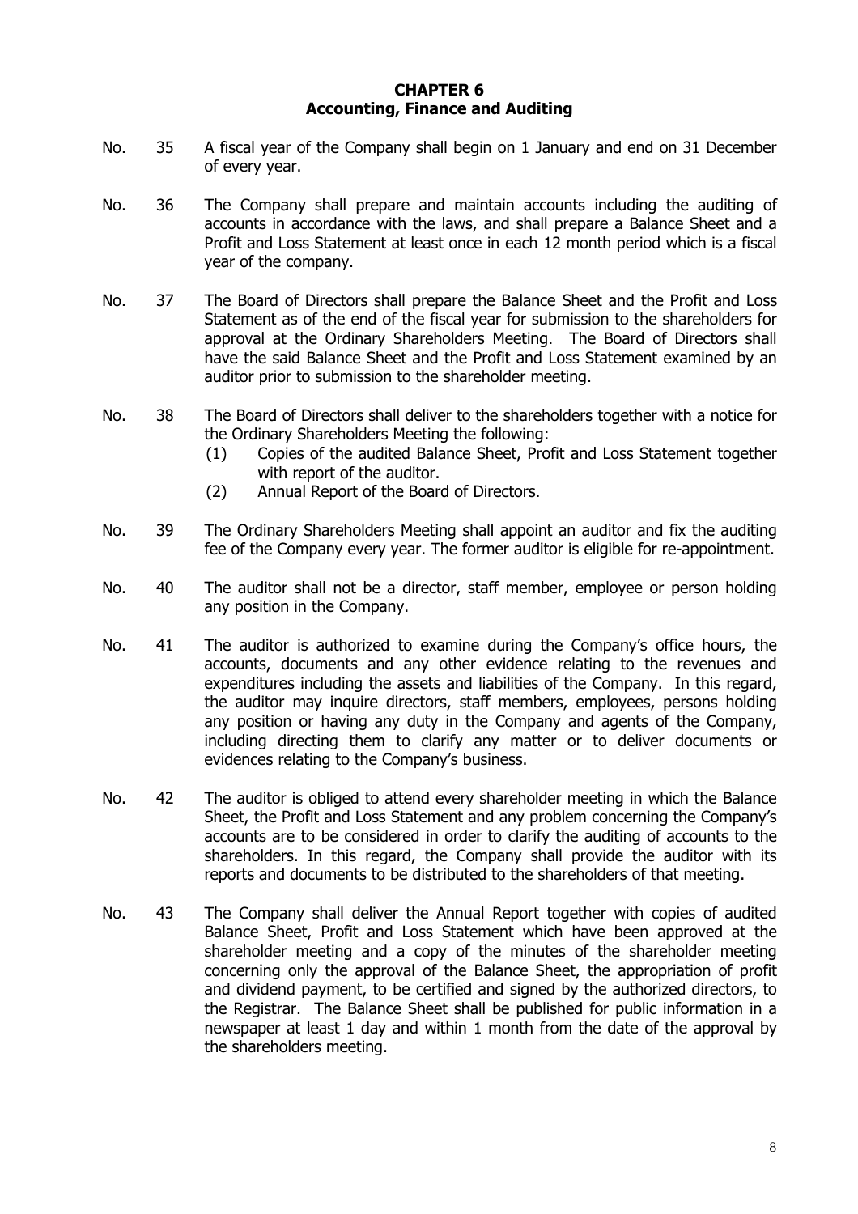## CHAPTER 6
## Accounting, Finance and Auditing

No. 35 A fiscal year of the Company shall begin on 1 January and end on 31 December of every year.

No. 36 The Company shall prepare and maintain accounts including the auditing of accounts in accordance with the laws, and shall prepare a Balance Sheet and a Profit and Loss Statement at least once in each 12 month period which is a fiscal year of the company.

No. 37 The Board of Directors shall prepare the Balance Sheet and the Profit and Loss Statement as of the end of the fiscal year for submission to the shareholders for approval at the Ordinary Shareholders Meeting. The Board of Directors shall have the said Balance Sheet and the Profit and Loss Statement examined by an auditor prior to submission to the shareholder meeting.

No. 38 The Board of Directors shall deliver to the shareholders together with a notice for the Ordinary Shareholders Meeting the following:

(1) Copies of the audited Balance Sheet, Profit and Loss Statement together with report of the auditor.

(2) Annual Report of the Board of Directors.

No. 39 The Ordinary Shareholders Meeting shall appoint an auditor and fix the auditing fee of the Company every year. The former auditor is eligible for re-appointment.

No. 40 The auditor shall not be a director, staff member, employee or person holding any position in the Company.

No. 41 The auditor is authorized to examine during the Company's office hours, the accounts, documents and any other evidence relating to the revenues and expenditures including the assets and liabilities of the Company. In this regard, the auditor may inquire directors, staff members, employees, persons holding any position or having any duty in the Company and agents of the Company, including directing them to clarify any matter or to deliver documents or evidences relating to the Company's business.

No. 42 The auditor is obliged to attend every shareholder meeting in which the Balance Sheet, the Profit and Loss Statement and any problem concerning the Company's accounts are to be considered in order to clarify the auditing of accounts to the shareholders. In this regard, the Company shall provide the auditor with its reports and documents to be distributed to the shareholders of that meeting.

No. 43 The Company shall deliver the Annual Report together with copies of audited Balance Sheet, Profit and Loss Statement which have been approved at the shareholder meeting and a copy of the minutes of the shareholder meeting concerning only the approval of the Balance Sheet, the appropriation of profit and dividend payment, to be certified and signed by the authorized directors, to the Registrar. The Balance Sheet shall be published for public information in a newspaper at least 1 day and within 1 month from the date of the approval by the shareholders meeting.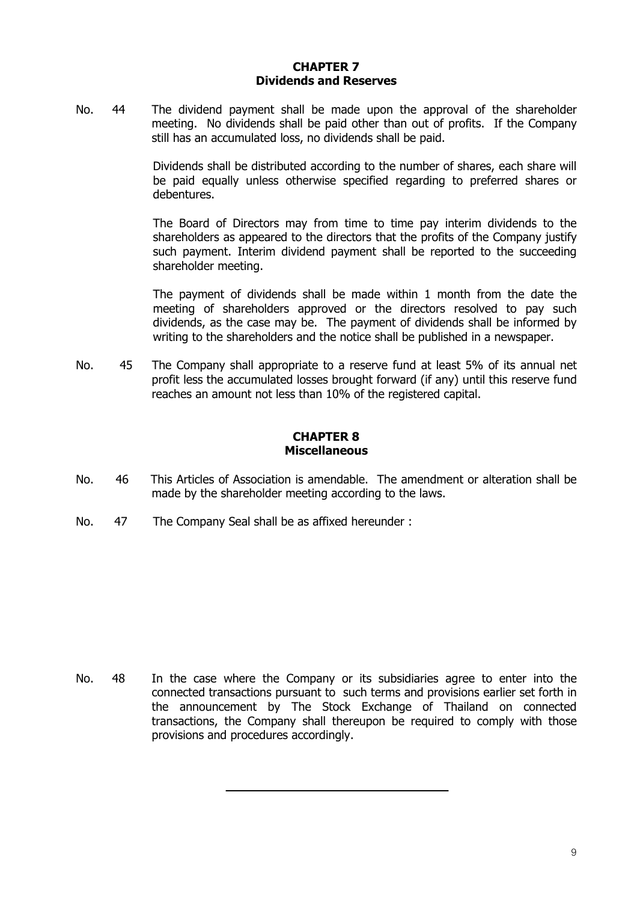## CHAPTER 7
## Dividends and Reserves

No. 44 The dividend payment shall be made upon the approval of the shareholder meeting. No dividends shall be paid other than out of profits. If the Company still has an accumulated loss, no dividends shall be paid.

Dividends shall be distributed according to the number of shares, each share will be paid equally unless otherwise specified regarding to preferred shares or debentures.

The Board of Directors may from time to time pay interim dividends to the shareholders as appeared to the directors that the profits of the Company justify such payment. Interim dividend payment shall be reported to the succeeding shareholder meeting.

The payment of dividends shall be made within 1 month from the date the meeting of shareholders approved or the directors resolved to pay such dividends, as the case may be. The payment of dividends shall be informed by writing to the shareholders and the notice shall be published in a newspaper.

No. 45 The Company shall appropriate to a reserve fund at least 5% of its annual net profit less the accumulated losses brought forward (if any) until this reserve fund reaches an amount not less than 10% of the registered capital.

## CHAPTER 8
## Miscellaneous

No. 46 This Articles of Association is amendable. The amendment or alteration shall be made by the shareholder meeting according to the laws.

No. 47 The Company Seal shall be as affixed hereunder :

No. 48 In the case where the Company or its subsidiaries agree to enter into the connected transactions pursuant to such terms and provisions earlier set forth in the announcement by The Stock Exchange of Thailand on connected transactions, the Company shall thereupon be required to comply with those provisions and procedures accordingly.